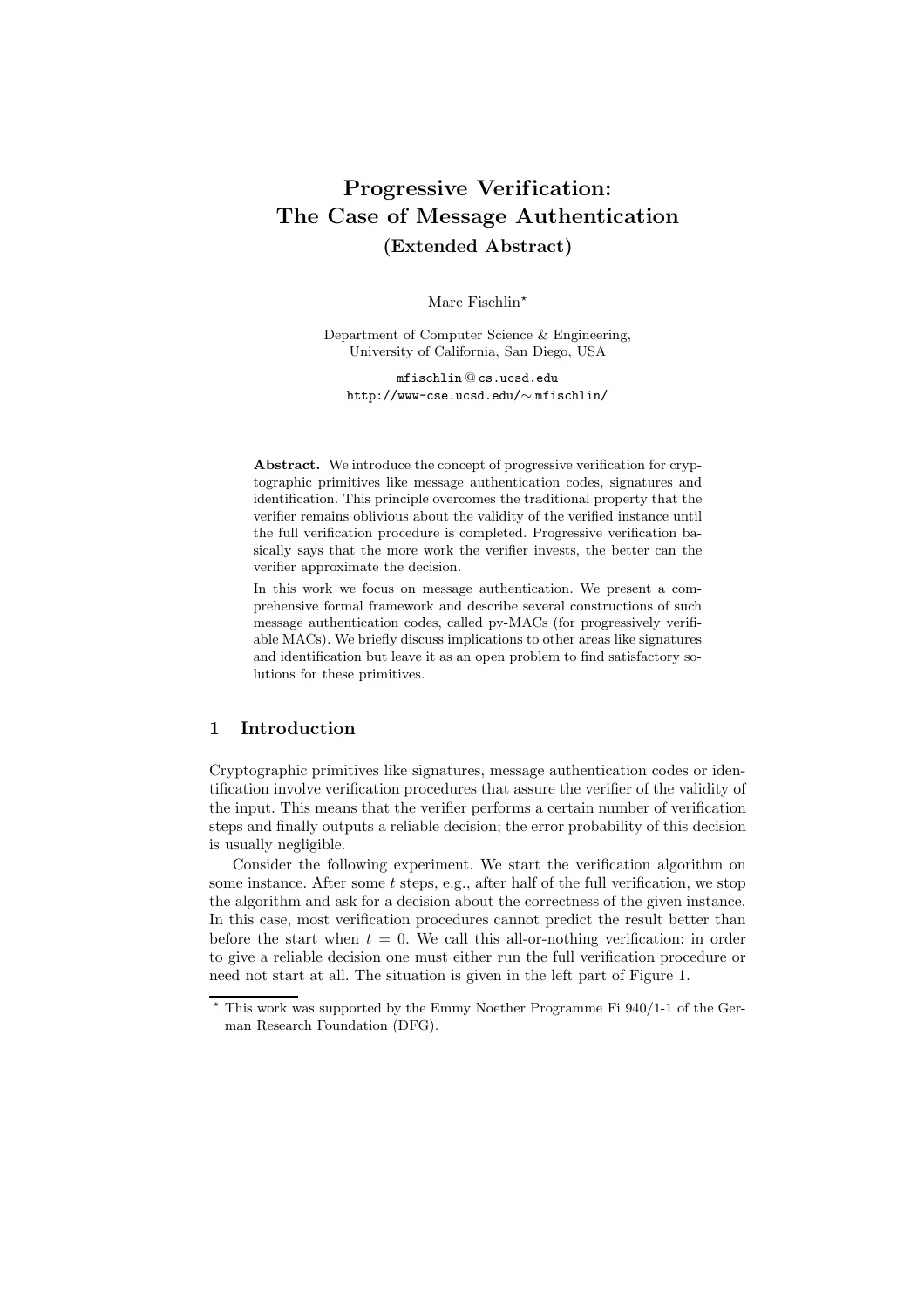# Progressive Verification: The Case of Message Authentication (Extended Abstract)

Marc Fischlin*

Department of Computer Science & Engineering, University of California, San Diego, USA

mfischlin@cs.ucsd.edu
http://www-cse.ucsd.edu/~mfischlin/

**Abstract.** We introduce the concept of progressive verification for cryptographic primitives like message authentication codes, signatures and identification. This principle overcomes the traditional property that the verifier remains oblivious about the validity of the verified instance until the full verification procedure is completed. Progressive verification basically says that the more work the verifier invests, the better can the verifier approximate the decision.

In this work we focus on message authentication. We present a comprehensive formal framework and describe several constructions of such message authentication codes, called pv-MACs (for progressively verifiable MACs). We briefly discuss implications to other areas like signatures and identification but leave it as an open problem to find satisfactory solutions for these primitives.

## 1 Introduction

Cryptographic primitives like signatures, message authentication codes or identification involve verification procedures that assure the verifier of the validity of the input. This means that the verifier performs a certain number of verification steps and finally outputs a reliable decision; the error probability of this decision is usually negligible.

Consider the following experiment. We start the verification algorithm on some instance. After some $t$ steps, e.g., after half of the full verification, we stop the algorithm and ask for a decision about the correctness of the given instance. In this case, most verification procedures cannot predict the result better than before the start when $t = 0$. We call this all-or-nothing verification: in order to give a reliable decision one must either run the full verification procedure or need not start at all. The situation is given in the left part of Figure 1.

---

* This work was supported by the Emmy Noether Programme Fi 940/1-1 of the German Research Foundation (DFG).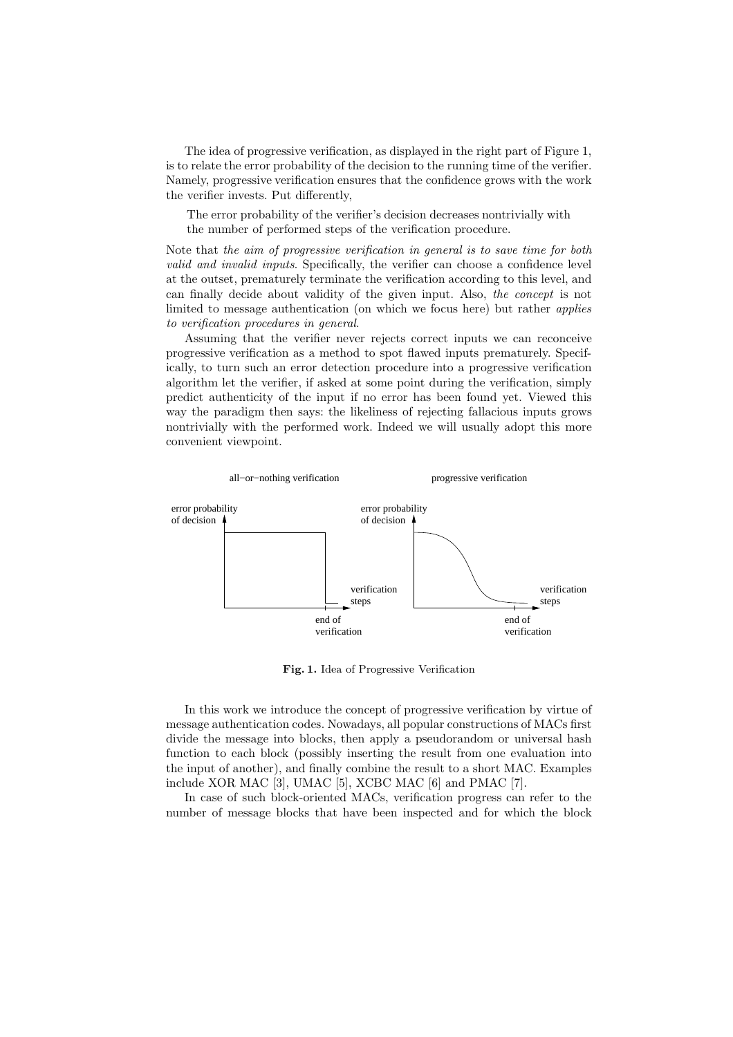The idea of progressive verification, as displayed in the right part of Figure 1, is to relate the error probability of the decision to the running time of the verifier. Namely, progressive verification ensures that the confidence grows with the work the verifier invests. Put differently,

> The error probability of the verifier's decision decreases nontrivially with the number of performed steps of the verification procedure.

Note that *the aim of progressive verification in general is to save time for both valid and invalid inputs*. Specifically, the verifier can choose a confidence level at the outset, prematurely terminate the verification according to this level, and can finally decide about validity of the given input. Also, *the concept* is not limited to message authentication (on which we focus here) but rather *applies to verification procedures in general*.

Assuming that the verifier never rejects correct inputs we can reconceive progressive verification as a method to spot flawed inputs prematurely. Specifically, to turn such an error detection procedure into a progressive verification algorithm let the verifier, if asked at some point during the verification, simply predict authenticity of the input if no error has been found yet. Viewed this way the paradigm then says: the likeliness of rejecting fallacious inputs grows nontrivially with the performed work. Indeed we will usually adopt this more convenient viewpoint.

all−or−nothing verification

error probability of decision

verification steps

end of verification

progressive verification

error probability of decision

verification steps

end of verification

**Fig. 1.** Idea of Progressive Verification

In this work we introduce the concept of progressive verification by virtue of message authentication codes. Nowadays, all popular constructions of MACs first divide the message into blocks, then apply a pseudorandom or universal hash function to each block (possibly inserting the result from one evaluation into the input of another), and finally combine the result to a short MAC. Examples include XOR MAC [3], UMAC [5], XCBC MAC [6] and PMAC [7].

In case of such block-oriented MACs, verification progress can refer to the number of message blocks that have been inspected and for which the block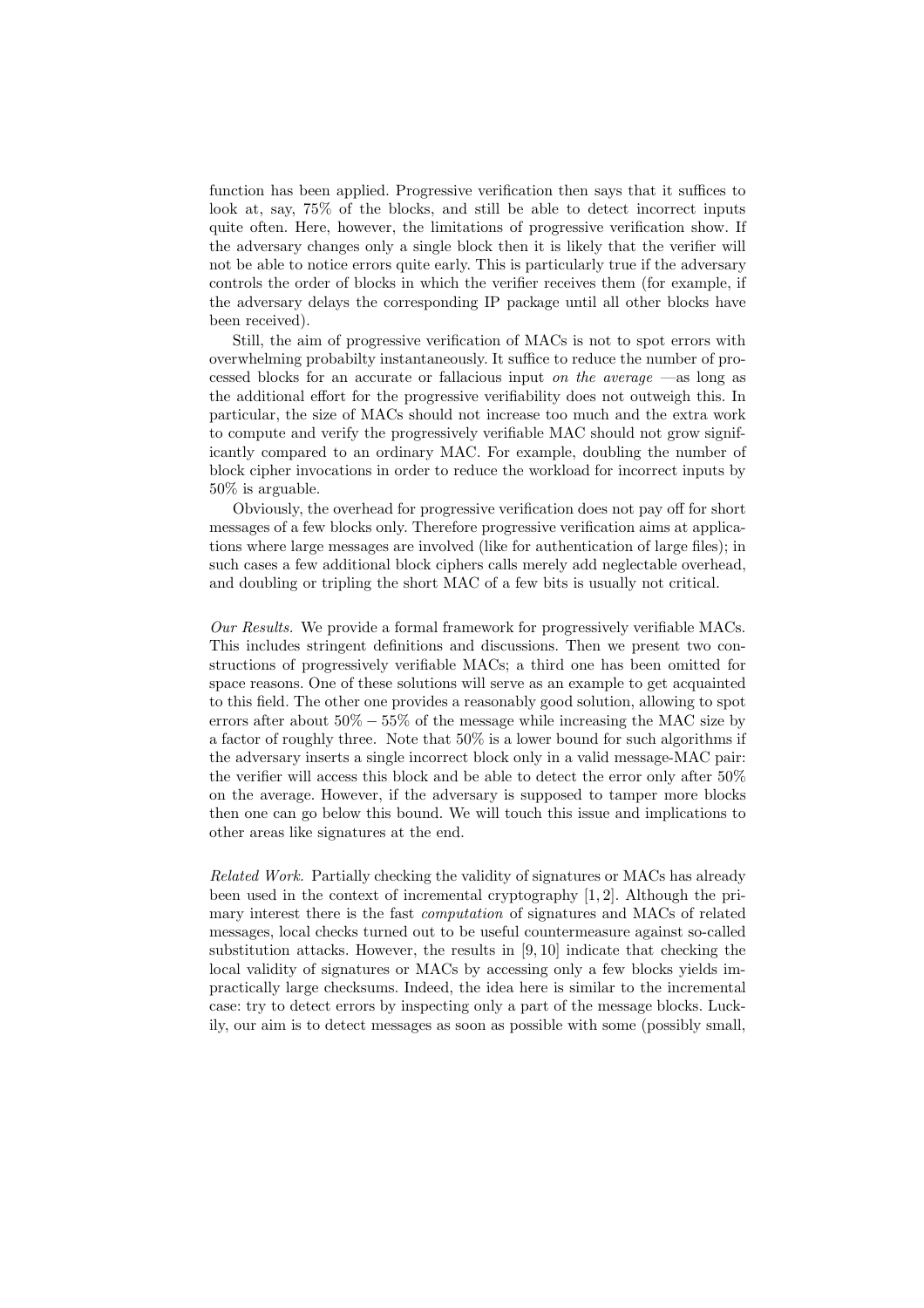function has been applied. Progressive verification then says that it suffices to look at, say, 75% of the blocks, and still be able to detect incorrect inputs quite often. Here, however, the limitations of progressive verification show. If the adversary changes only a single block then it is likely that the verifier will not be able to notice errors quite early. This is particularly true if the adversary controls the order of blocks in which the verifier receives them (for example, if the adversary delays the corresponding IP package until all other blocks have been received).

Still, the aim of progressive verification of MACs is not to spot errors with overwhelming probabilty instantaneously. It suffice to reduce the number of processed blocks for an accurate or fallacious input *on the average* —as long as the additional effort for the progressive verifiability does not outweigh this. In particular, the size of MACs should not increase too much and the extra work to compute and verify the progressively verifiable MAC should not grow significantly compared to an ordinary MAC. For example, doubling the number of block cipher invocations in order to reduce the workload for incorrect inputs by 50% is arguable.

Obviously, the overhead for progressive verification does not pay off for short messages of a few blocks only. Therefore progressive verification aims at applications where large messages are involved (like for authentication of large files); in such cases a few additional block ciphers calls merely add neglectable overhead, and doubling or tripling the short MAC of a few bits is usually not critical.

*Our Results.* We provide a formal framework for progressively verifiable MACs. This includes stringent definitions and discussions. Then we present two constructions of progressively verifiable MACs; a third one has been omitted for space reasons. One of these solutions will serve as an example to get acquainted to this field. The other one provides a reasonably good solution, allowing to spot errors after about $50\% - 55\%$ of the message while increasing the MAC size by a factor of roughly three. Note that 50% is a lower bound for such algorithms if the adversary inserts a single incorrect block only in a valid message-MAC pair: the verifier will access this block and be able to detect the error only after 50% on the average. However, if the adversary is supposed to tamper more blocks then one can go below this bound. We will touch this issue and implications to other areas like signatures at the end.

*Related Work.* Partially checking the validity of signatures or MACs has already been used in the context of incremental cryptography [1, 2]. Although the primary interest there is the fast *computation* of signatures and MACs of related messages, local checks turned out to be useful countermeasure against so-called substitution attacks. However, the results in [9, 10] indicate that checking the local validity of signatures or MACs by accessing only a few blocks yields impractically large checksums. Indeed, the idea here is similar to the incremental case: try to detect errors by inspecting only a part of the message blocks. Luckily, our aim is to detect messages as soon as possible with some (possibly small,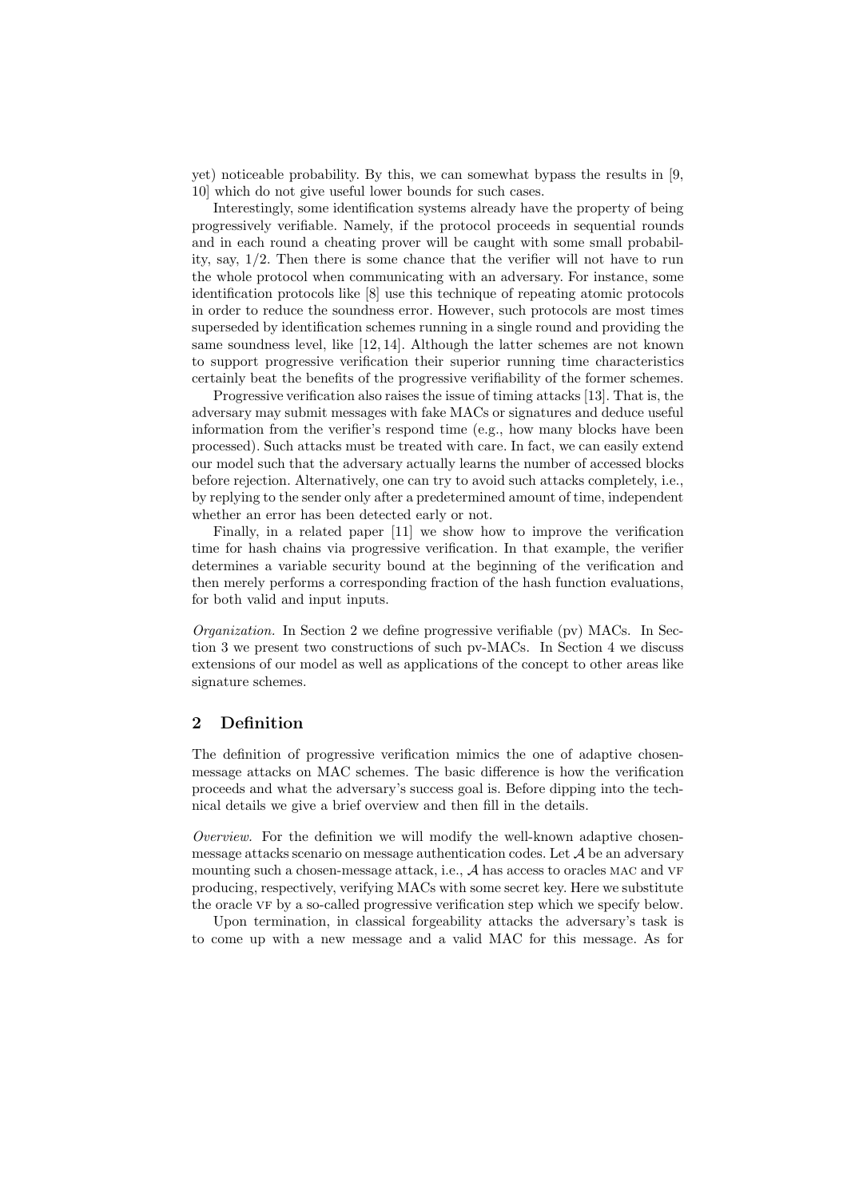yet) noticeable probability. By this, we can somewhat bypass the results in [9, 10] which do not give useful lower bounds for such cases.

Interestingly, some identification systems already have the property of being progressively verifiable. Namely, if the protocol proceeds in sequential rounds and in each round a cheating prover will be caught with some small probability, say, 1/2. Then there is some chance that the verifier will not have to run the whole protocol when communicating with an adversary. For instance, some identification protocols like [8] use this technique of repeating atomic protocols in order to reduce the soundness error. However, such protocols are most times superseded by identification schemes running in a single round and providing the same soundness level, like [12, 14]. Although the latter schemes are not known to support progressive verification their superior running time characteristics certainly beat the benefits of the progressive verifiability of the former schemes.

Progressive verification also raises the issue of timing attacks [13]. That is, the adversary may submit messages with fake MACs or signatures and deduce useful information from the verifier's respond time (e.g., how many blocks have been processed). Such attacks must be treated with care. In fact, we can easily extend our model such that the adversary actually learns the number of accessed blocks before rejection. Alternatively, one can try to avoid such attacks completely, i.e., by replying to the sender only after a predetermined amount of time, independent whether an error has been detected early or not.

Finally, in a related paper [11] we show how to improve the verification time for hash chains via progressive verification. In that example, the verifier determines a variable security bound at the beginning of the verification and then merely performs a corresponding fraction of the hash function evaluations, for both valid and input inputs.

*Organization.* In Section 2 we define progressive verifiable (pv) MACs. In Section 3 we present two constructions of such pv-MACs. In Section 4 we discuss extensions of our model as well as applications of the concept to other areas like signature schemes.

## 2 Definition

The definition of progressive verification mimics the one of adaptive chosen-message attacks on MAC schemes. The basic difference is how the verification proceeds and what the adversary's success goal is. Before dipping into the technical details we give a brief overview and then fill in the details.

*Overview.* For the definition we will modify the well-known adaptive chosen-message attacks scenario on message authentication codes. Let $\mathcal{A}$ be an adversary mounting such a chosen-message attack, i.e., $\mathcal{A}$ has access to oracles MAC and VF producing, respectively, verifying MACs with some secret key. Here we substitute the oracle VF by a so-called progressive verification step which we specify below.

Upon termination, in classical forgeability attacks the adversary's task is to come up with a new message and a valid MAC for this message. As for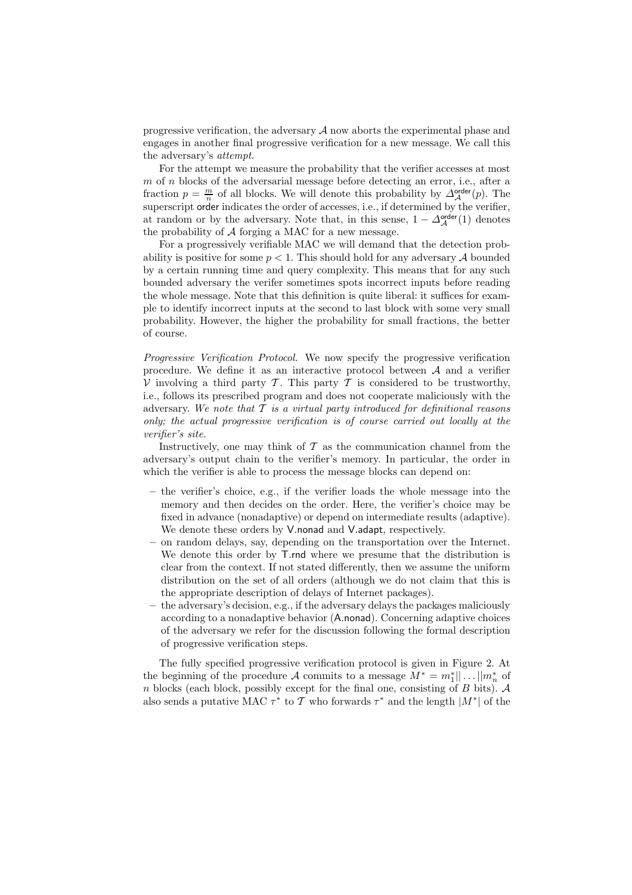progressive verification, the adversary $\mathcal{A}$ now aborts the experimental phase and engages in another final progressive verification for a new message. We call this the adversary's *attempt*.

For the attempt we measure the probability that the verifier accesses at most $m$ of $n$ blocks of the adversarial message before detecting an error, i.e., after a fraction $p = \frac{m}{n}$ of all blocks. We will denote this probability by $\Delta_{\mathcal{A}}^{\mathsf{order}}(p)$. The superscript $\mathsf{order}$ indicates the order of accesses, i.e., if determined by the verifier, at random or by the adversary. Note that, in this sense, $1 - \Delta_{\mathcal{A}}^{\mathsf{order}}(1)$ denotes the probability of $\mathcal{A}$ forging a MAC for a new message.

For a progressively verifiable MAC we will demand that the detection probability is positive for some $p < 1$. This should hold for any adversary $\mathcal{A}$ bounded by a certain running time and query complexity. This means that for any such bounded adversary the verifer sometimes spots incorrect inputs before reading the whole message. Note that this definition is quite liberal: it suffices for example to identify incorrect inputs at the second to last block with some very small probability. However, the higher the probability for small fractions, the better of course.

*Progressive Verification Protocol.* We now specify the progressive verification procedure. We define it as an interactive protocol between $\mathcal{A}$ and a verifier $\mathcal{V}$ involving a third party $\mathcal{T}$. This party $\mathcal{T}$ is considered to be trustworthy, i.e., follows its prescribed program and does not cooperate maliciously with the adversary. *We note that $\mathcal{T}$ is a virtual party introduced for definitional reasons only; the actual progressive verification is of course carried out locally at the verifier's site.*

Instructively, one may think of $\mathcal{T}$ as the communication channel from the adversary's output chain to the verifier's memory. In particular, the order in which the verifier is able to process the message blocks can depend on:

- the verifier's choice, e.g., if the verifier loads the whole message into the memory and then decides on the order. Here, the verifier's choice may be fixed in advance (nonadaptive) or depend on intermediate results (adaptive). We denote these orders by $\mathsf{V.nonad}$ and $\mathsf{V.adapt}$, respectively.
- on random delays, say, depending on the transportation over the Internet. We denote this order by $\mathsf{T.rnd}$ where we presume that the distribution is clear from the context. If not stated differently, then we assume the uniform distribution on the set of all orders (although we do not claim that this is the appropriate description of delays of Internet packages).
- the adversary's decision, e.g., if the adversary delays the packages maliciously according to a nonadaptive behavior ($\mathsf{A.nonad}$). Concerning adaptive choices of the adversary we refer for the discussion following the formal description of progressive verification steps.

The fully specified progressive verification protocol is given in Figure 2. At the beginning of the procedure $\mathcal{A}$ commits to a message $M^* = m_1^* || \dots || m_n^*$ of $n$ blocks (each block, possibly except for the final one, consisting of $B$ bits). $\mathcal{A}$ also sends a putative MAC $\tau^*$ to $\mathcal{T}$ who forwards $\tau^*$ and the length $|M^*|$ of the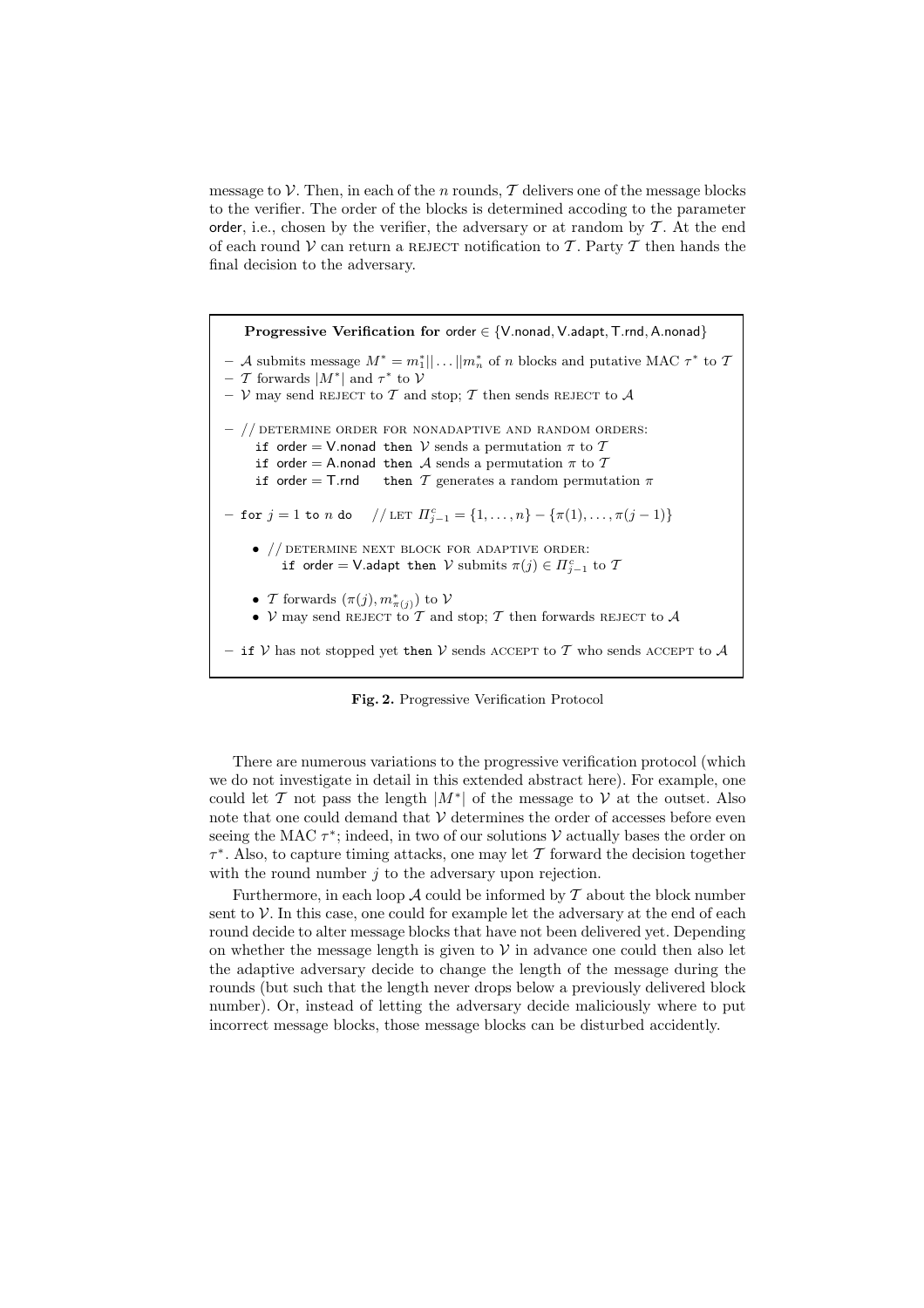message to $\mathcal{V}$. Then, in each of the $n$ rounds, $\mathcal{T}$ delivers one of the message blocks to the verifier. The order of the blocks is determined accoding to the parameter order, i.e., chosen by the verifier, the adversary or at random by $\mathcal{T}$. At the end of each round $\mathcal{V}$ can return a REJECT notification to $\mathcal{T}$. Party $\mathcal{T}$ then hands the final decision to the adversary.

**Progressive Verification for** order $\in$ {V.nonad, V.adapt, T.rnd, A.nonad}

- $\mathcal{A}$ submits message $M^* = m_1^* || \ldots || m_n^*$ of $n$ blocks and putative MAC $\tau^*$ to $\mathcal{T}$
- $\mathcal{T}$ forwards $|M^*|$ and $\tau^*$ to $\mathcal{V}$
- $\mathcal{V}$ may send REJECT to $\mathcal{T}$ and stop; $\mathcal{T}$ then sends REJECT to $\mathcal{A}$
- // DETERMINE ORDER FOR NONADAPTIVE AND RANDOM ORDERS:
  - `if` order = V.nonad `then` $\mathcal{V}$ sends a permutation $\pi$ to $\mathcal{T}$
  - `if` order = A.nonad `then` $\mathcal{A}$ sends a permutation $\pi$ to $\mathcal{T}$
  - `if` order = T.rnd `then` $\mathcal{T}$ generates a random permutation $\pi$
- `for` $j = 1$ `to` $n$ `do` // LET $\Pi_{j-1}^c = \{1, \ldots, n\} - \{\pi(1), \ldots, \pi(j-1)\}$
  - // DETERMINE NEXT BLOCK FOR ADAPTIVE ORDER:
    `if` order = V.adapt `then` $\mathcal{V}$ submits $\pi(j) \in \Pi_{j-1}^c$ to $\mathcal{T}$
  - $\mathcal{T}$ forwards $(\pi(j), m_{\pi(j)}^*)$ to $\mathcal{V}$
  - $\mathcal{V}$ may send REJECT to $\mathcal{T}$ and stop; $\mathcal{T}$ then forwards REJECT to $\mathcal{A}$
- `if` $\mathcal{V}$ has not stopped yet `then` $\mathcal{V}$ sends ACCEPT to $\mathcal{T}$ who sends ACCEPT to $\mathcal{A}$

**Fig. 2.** Progressive Verification Protocol

There are numerous variations to the progressive verification protocol (which we do not investigate in detail in this extended abstract here). For example, one could let $\mathcal{T}$ not pass the length $|M^*|$ of the message to $\mathcal{V}$ at the outset. Also note that one could demand that $\mathcal{V}$ determines the order of accesses before even seeing the MAC $\tau^*$; indeed, in two of our solutions $\mathcal{V}$ actually bases the order on $\tau^*$. Also, to capture timing attacks, one may let $\mathcal{T}$ forward the decision together with the round number $j$ to the adversary upon rejection.

Furthermore, in each loop $\mathcal{A}$ could be informed by $\mathcal{T}$ about the block number sent to $\mathcal{V}$. In this case, one could for example let the adversary at the end of each round decide to alter message blocks that have not been delivered yet. Depending on whether the message length is given to $\mathcal{V}$ in advance one could then also let the adaptive adversary decide to change the length of the message during the rounds (but such that the length never drops below a previously delivered block number). Or, instead of letting the adversary decide maliciously where to put incorrect message blocks, those message blocks can be disturbed accidently.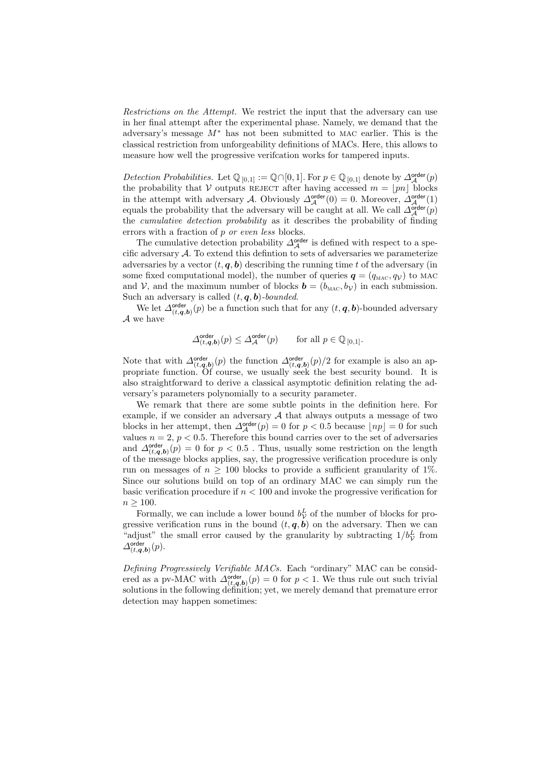*Restrictions on the Attempt.* We restrict the input that the adversary can use in her final attempt after the experimental phase. Namely, we demand that the adversary's message $M^*$ has not been submitted to MAC earlier. This is the classical restriction from unforgeability definitions of MACs. Here, this allows to measure how well the progressive verifcation works for tampered inputs.

*Detection Probabilities.* Let $\mathbb{Q}_{[0,1]} := \mathbb{Q} \cap [0,1]$. For $p \in \mathbb{Q}_{[0,1]}$ denote by $\Delta_{\mathcal{A}}^{\mathsf{order}}(p)$ the probability that $\mathcal{V}$ outputs REJECT after having accessed $m = \lfloor pn \rfloor$ blocks in the attempt with adversary $\mathcal{A}$. Obviously $\Delta_{\mathcal{A}}^{\mathsf{order}}(0) = 0$. Moreover, $\Delta_{\mathcal{A}}^{\mathsf{order}}(1)$ equals the probability that the adversary will be caught at all. We call $\Delta_{\mathcal{A}}^{\mathsf{order}}(p)$ the *cumulative detection probability* as it describes the probability of finding errors with a fraction of $p$ *or even less* blocks.

The cumulative detection probability $\Delta_{\mathcal{A}}^{\mathsf{order}}$ is defined with respect to a specific adversary $\mathcal{A}$. To extend this defintion to sets of adversaries we parameterize adversaries by a vector $(t, \boldsymbol{q}, \boldsymbol{b})$ describing the running time $t$ of the adversary (in some fixed computational model), the number of queries $\boldsymbol{q} = (q_{\text{MAC}}, q_{\mathcal{V}})$ to MAC and $\mathcal{V}$, and the maximum number of blocks $\boldsymbol{b} = (b_{\text{MAC}}, b_{\mathcal{V}})$ in each submission. Such an adversary is called $(t, \boldsymbol{q}, \boldsymbol{b})$*-bounded*.

We let $\Delta_{(t,\boldsymbol{q},\boldsymbol{b})}^{\mathsf{order}}(p)$ be a function such that for any $(t, \boldsymbol{q}, \boldsymbol{b})$-bounded adversary $\mathcal{A}$ we have

$$\Delta_{(t,\boldsymbol{q},\boldsymbol{b})}^{\mathsf{order}}(p) \leq \Delta_{\mathcal{A}}^{\mathsf{order}}(p) \qquad \text{for all } p \in \mathbb{Q}_{[0,1]}.$$

Note that with $\Delta_{(t,\boldsymbol{q},\boldsymbol{b})}^{\mathsf{order}}(p)$ the function $\Delta_{(t,\boldsymbol{q},\boldsymbol{b})}^{\mathsf{order}}(p)/2$ for example is also an appropriate function. Of course, we usually seek the best security bound. It is also straightforward to derive a classical asymptotic definition relating the adversary's parameters polynomially to a security parameter.

We remark that there are some subtle points in the definition here. For example, if we consider an adversary $\mathcal{A}$ that always outputs a message of two blocks in her attempt, then $\Delta_{\mathcal{A}}^{\mathsf{order}}(p) = 0$ for $p < 0.5$ because $\lfloor np \rfloor = 0$ for such values $n = 2$, $p < 0.5$. Therefore this bound carries over to the set of adversaries and $\Delta_{(t,\boldsymbol{q},\boldsymbol{b})}^{\mathsf{order}}(p) = 0$ for $p < 0.5$ . Thus, usually some restriction on the length of the message blocks applies, say, the progressive verification procedure is only run on messages of $n \geq 100$ blocks to provide a sufficient granularity of 1%. Since our solutions build on top of an ordinary MAC we can simply run the basic verification procedure if $n < 100$ and invoke the progressive verification for $n \geq 100$.

Formally, we can include a lower bound $b_{\mathcal{V}}^{L}$ of the number of blocks for progressive verification runs in the bound $(t, \boldsymbol{q}, \boldsymbol{b})$ on the adversary. Then we can "adjust" the small error caused by the granularity by subtracting $1/b_{\mathcal{V}}^{L}$ from $\Delta_{(t,\boldsymbol{q},\boldsymbol{b})}^{\mathsf{order}}(p)$.

*Defining Progressively Verifiable MACs.* Each "ordinary" MAC can be considered as a pv-MAC with $\Delta_{(t,\boldsymbol{q},\boldsymbol{b})}^{\mathsf{order}}(p) = 0$ for $p < 1$. We thus rule out such trivial solutions in the following definition; yet, we merely demand that premature error detection may happen sometimes: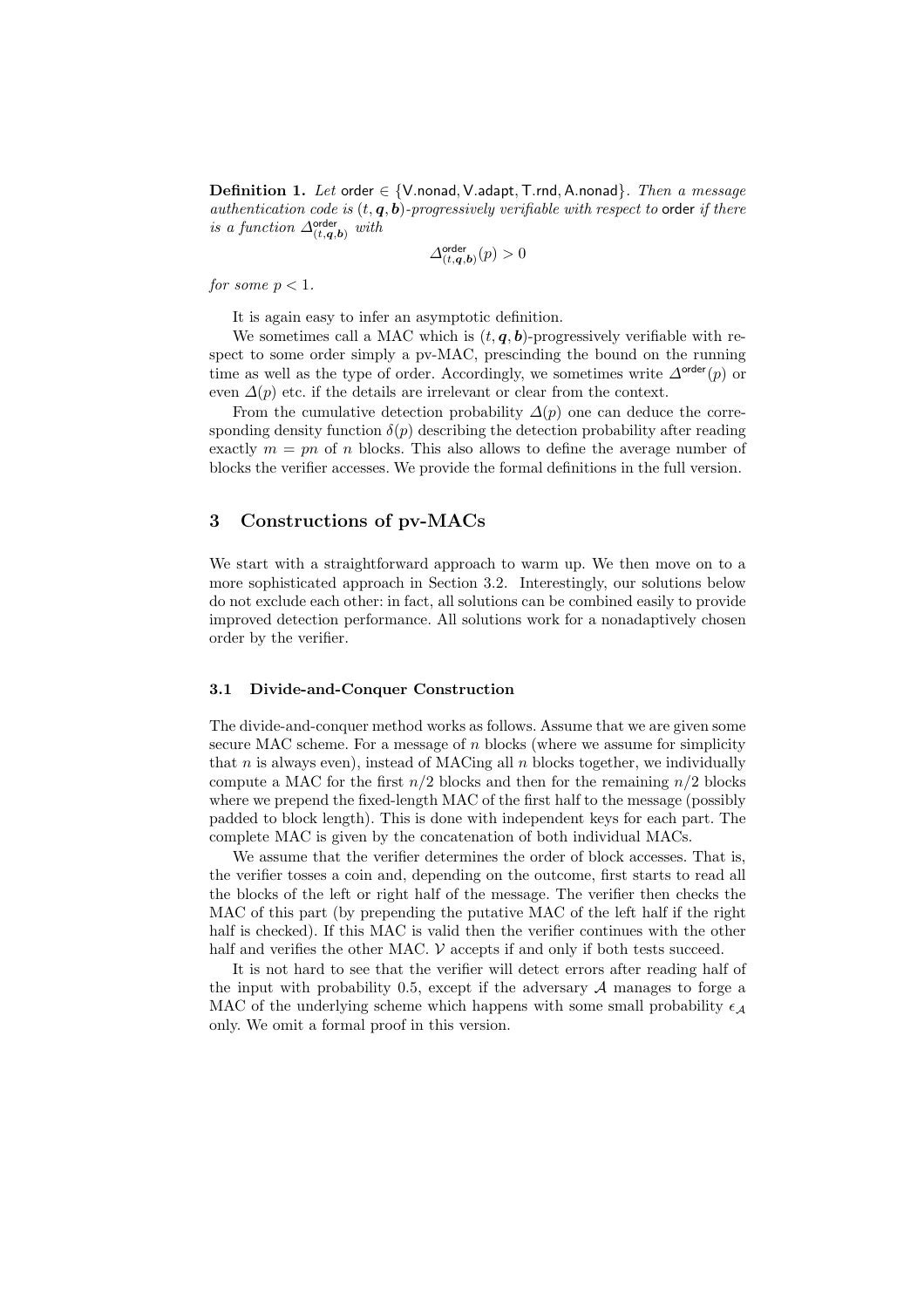**Definition 1.** *Let* order $\in \{\mathsf{V.nonad}, \mathsf{V.adapt}, \mathsf{T.rnd}, \mathsf{A.nonad}\}$. *Then a message authentication code is* $(t, \boldsymbol{q}, \boldsymbol{b})$*-progressively verifiable with respect to* order *if there is a function* $\Delta^{\mathsf{order}}_{(t,\boldsymbol{q},\boldsymbol{b})}$ *with*

$$\Delta^{\mathsf{order}}_{(t,\boldsymbol{q},\boldsymbol{b})}(p) > 0$$

*for some* $p < 1$.

It is again easy to infer an asymptotic definition.

We sometimes call a MAC which is $(t, \boldsymbol{q}, \boldsymbol{b})$-progressively verifiable with respect to some order simply a pv-MAC, prescinding the bound on the running time as well as the type of order. Accordingly, we sometimes write $\Delta^{\mathsf{order}}(p)$ or even $\Delta(p)$ etc. if the details are irrelevant or clear from the context.

From the cumulative detection probability $\Delta(p)$ one can deduce the corresponding density function $\delta(p)$ describing the detection probability after reading exactly $m = pn$ of $n$ blocks. This also allows to define the average number of blocks the verifier accesses. We provide the formal definitions in the full version.

## 3 Constructions of pv-MACs

We start with a straightforward approach to warm up. We then move on to a more sophisticated approach in Section 3.2. Interestingly, our solutions below do not exclude each other: in fact, all solutions can be combined easily to provide improved detection performance. All solutions work for a nonadaptively chosen order by the verifier.

### 3.1 Divide-and-Conquer Construction

The divide-and-conquer method works as follows. Assume that we are given some secure MAC scheme. For a message of $n$ blocks (where we assume for simplicity that $n$ is always even), instead of MACing all $n$ blocks together, we individually compute a MAC for the first $n/2$ blocks and then for the remaining $n/2$ blocks where we prepend the fixed-length MAC of the first half to the message (possibly padded to block length). This is done with independent keys for each part. The complete MAC is given by the concatenation of both individual MACs.

We assume that the verifier determines the order of block accesses. That is, the verifier tosses a coin and, depending on the outcome, first starts to read all the blocks of the left or right half of the message. The verifier then checks the MAC of this part (by prepending the putative MAC of the left half if the right half is checked). If this MAC is valid then the verifier continues with the other half and verifies the other MAC. $\mathcal{V}$ accepts if and only if both tests succeed.

It is not hard to see that the verifier will detect errors after reading half of the input with probability 0.5, except if the adversary $\mathcal{A}$ manages to forge a MAC of the underlying scheme which happens with some small probability $\epsilon_{\mathcal{A}}$ only. We omit a formal proof in this version.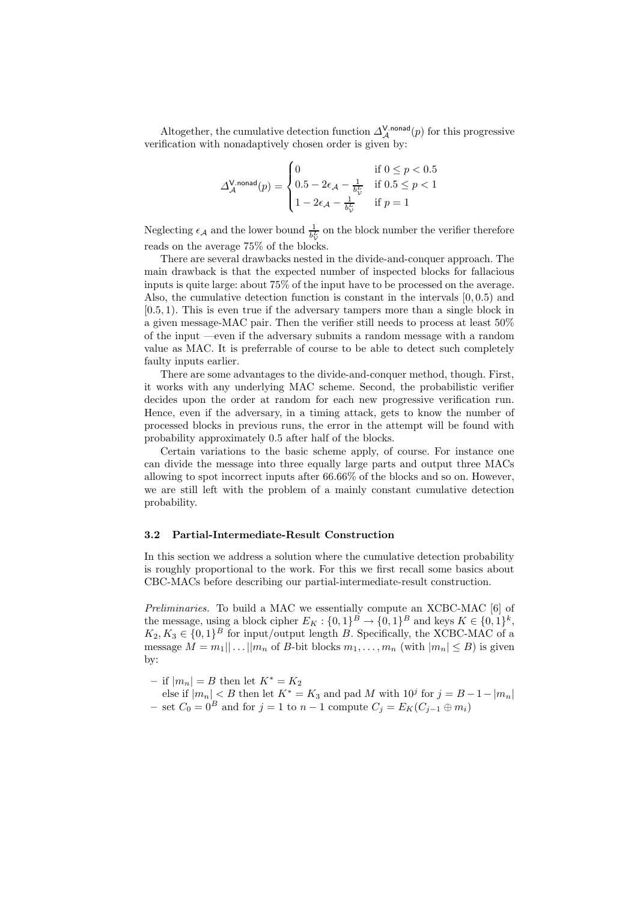Altogether, the cumulative detection function $\Delta_{\mathcal{A}}^{\mathsf{V},\mathsf{nonad}}(p)$ for this progressive verification with nonadaptively chosen order is given by:

$$\Delta_{\mathcal{A}}^{\mathsf{V},\mathsf{nonad}}(p) = \begin{cases} 0 & \text{if } 0 \leq p < 0.5 \\ 0.5 - 2\epsilon_{\mathcal{A}} - \frac{1}{b_{\mathcal{V}}^{L}} & \text{if } 0.5 \leq p < 1 \\ 1 - 2\epsilon_{\mathcal{A}} - \frac{1}{b_{\mathcal{V}}^{L}} & \text{if } p = 1 \end{cases}$$

Neglecting $\epsilon_{\mathcal{A}}$ and the lower bound $\frac{1}{b_{\mathcal{V}}^{L}}$ on the block number the verifier therefore reads on the average 75% of the blocks.

There are several drawbacks nested in the divide-and-conquer approach. The main drawback is that the expected number of inspected blocks for fallacious inputs is quite large: about 75% of the input have to be processed on the average. Also, the cumulative detection function is constant in the intervals $[0, 0.5)$ and $[0.5, 1)$. This is even true if the adversary tampers more than a single block in a given message-MAC pair. Then the verifier still needs to process at least 50% of the input —even if the adversary submits a random message with a random value as MAC. It is preferrable of course to be able to detect such completely faulty inputs earlier.

There are some advantages to the divide-and-conquer method, though. First, it works with any underlying MAC scheme. Second, the probabilistic verifier decides upon the order at random for each new progressive verification run. Hence, even if the adversary, in a timing attack, gets to know the number of processed blocks in previous runs, the error in the attempt will be found with probability approximately 0.5 after half of the blocks.

Certain variations to the basic scheme apply, of course. For instance one can divide the message into three equally large parts and output three MACs allowing to spot incorrect inputs after 66.66% of the blocks and so on. However, we are still left with the problem of a mainly constant cumulative detection probability.

### 3.2 Partial-Intermediate-Result Construction

In this section we address a solution where the cumulative detection probability is roughly proportional to the work. For this we first recall some basics about CBC-MACs before describing our partial-intermediate-result construction.

*Preliminaries.* To build a MAC we essentially compute an XCBC-MAC [6] of the message, using a block cipher $E_K : \{0,1\}^B \rightarrow \{0,1\}^B$ and keys $K \in \{0,1\}^k$, $K_2, K_3 \in \{0,1\}^B$ for input/output length $B$. Specifically, the XCBC-MAC of a message $M = m_1 || \dots || m_n$ of $B$-bit blocks $m_1, \dots, m_n$ (with $|m_n| \leq B$) is given by:

- if $|m_n| = B$ then let $K^* = K_2$
  else if $|m_n| < B$ then let $K^* = K_3$ and pad $M$ with $10^j$ for $j = B - 1 - |m_n|$
- set $C_0 = 0^B$ and for $j = 1$ to $n - 1$ compute $C_j = E_K(C_{j-1} \oplus m_i)$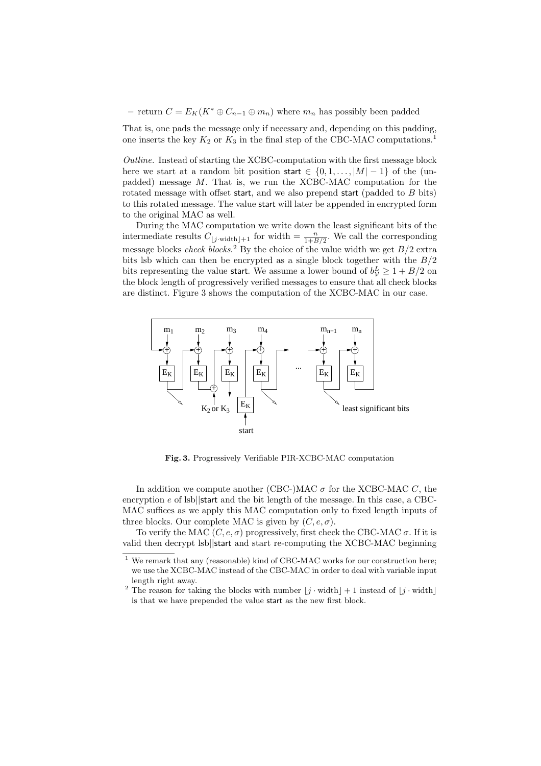– return $C = E_K(K^* \oplus C_{n-1} \oplus m_n)$ where $m_n$ has possibly been padded

That is, one pads the message only if necessary and, depending on this padding, one inserts the key $K_2$ or $K_3$ in the final step of the CBC-MAC computations.[1]

*Outline.* Instead of starting the XCBC-computation with the first message block here we start at a random bit position $\mathsf{start} \in \{0, 1, \ldots, |M| - 1\}$ of the (unpadded) message $M$. That is, we run the XCBC-MAC computation for the rotated message with offset start, and we also prepend start (padded to $B$ bits) to this rotated message. The value start will later be appended in encrypted form to the original MAC as well.

During the MAC computation we write down the least significant bits of the intermediate results $C_{\lfloor j \cdot \mathrm{width} \rfloor + 1}$ for $\mathrm{width} = \frac{n}{1+B/2}$. We call the corresponding message blocks *check blocks*.[2] By the choice of the value width we get $B/2$ extra bits lsb which can then be encrypted as a single block together with the $B/2$ bits representing the value start. We assume a lower bound of $b^L_{\mathcal{V}} \geq 1 + B/2$ on the block length of progressively verified messages to ensure that all check blocks are distinct. Figure 3 shows the computation of the XCBC-MAC in our case.

**Fig. 3.** Progressively Verifiable PIR-XCBC-MAC computation

In addition we compute another (CBC-)MAC $\sigma$ for the XCBC-MAC $C$, the encryption $e$ of lsb||start and the bit length of the message. In this case, a CBC-MAC suffices as we apply this MAC computation only to fixed length inputs of three blocks. Our complete MAC is given by $(C, e, \sigma)$.

To verify the MAC $(C, e, \sigma)$ progressively, first check the CBC-MAC $\sigma$. If it is valid then decrypt lsb||start and start re-computing the XCBC-MAC beginning

[1] We remark that any (reasonable) kind of CBC-MAC works for our construction here; we use the XCBC-MAC instead of the CBC-MAC in order to deal with variable input length right away.

[2] The reason for taking the blocks with number $\lfloor j \cdot \mathrm{width} \rfloor + 1$ instead of $\lfloor j \cdot \mathrm{width} \rfloor$ is that we have prepended the value start as the new first block.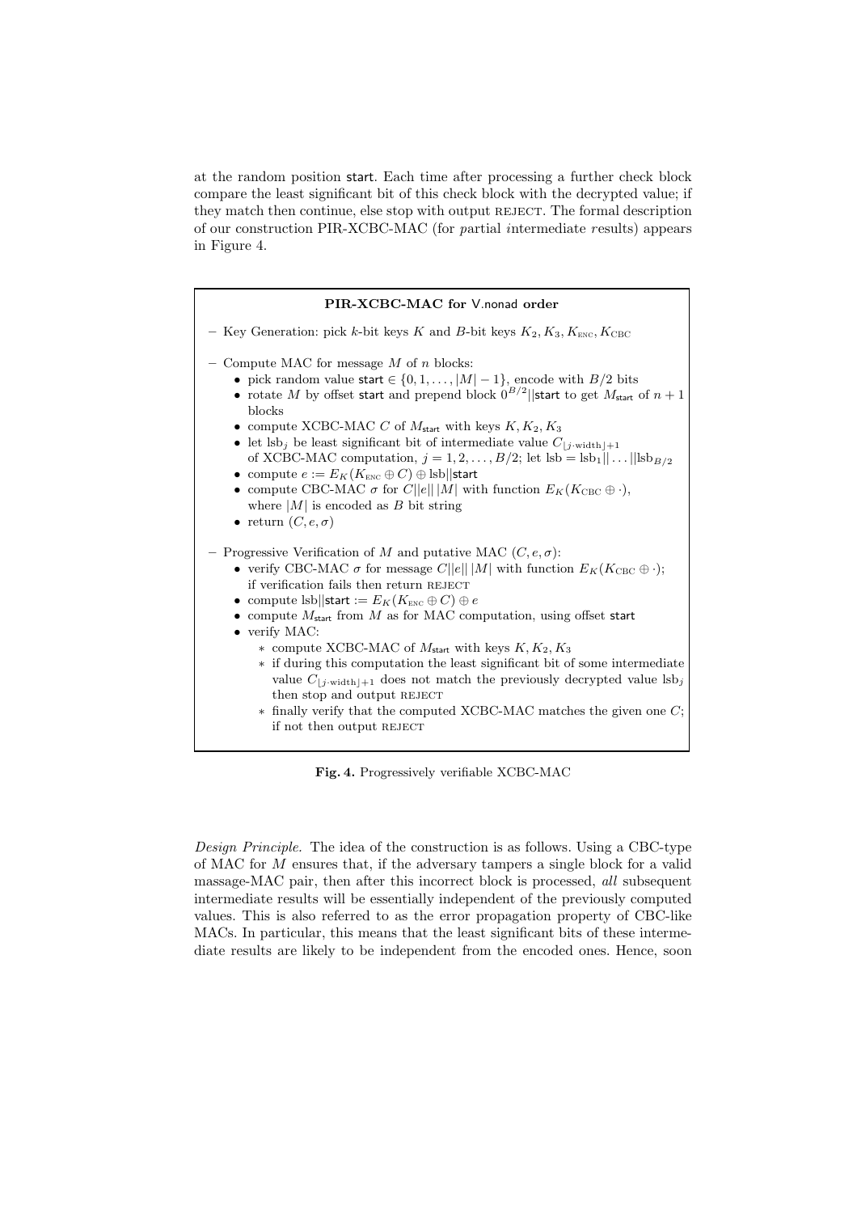at the random position start. Each time after processing a further check block compare the least significant bit of this check block with the decrypted value; if they match then continue, else stop with output REJECT. The formal description of our construction PIR-XCBC-MAC (for *p*artial *i*ntermediate *r*esults) appears in Figure 4.

**PIR-XCBC-MAC for V.nonad order**

- Key Generation: pick $k$-bit keys $K$ and $B$-bit keys $K_2, K_3, K_{\text{ENC}}, K_{\text{CBC}}$
- Compute MAC for message $M$ of $n$ blocks:
  - pick random value $\mathsf{start} \in \{0, 1, \ldots, |M| - 1\}$, encode with $B/2$ bits
  - rotate $M$ by offset $\mathsf{start}$ and prepend block $0^{B/2}||\mathsf{start}$ to get $M_{\mathsf{start}}$ of $n+1$ blocks
  - compute XCBC-MAC $C$ of $M_{\mathsf{start}}$ with keys $K, K_2, K_3$
  - let $\text{lsb}_j$ be least significant bit of intermediate value $C_{\lfloor j \cdot \text{width} \rfloor + 1}$ of XCBC-MAC computation, $j = 1, 2, \ldots, B/2$; let $\text{lsb} = \text{lsb}_1 || \ldots || \text{lsb}_{B/2}$
  - compute $e := E_K(K_{\text{ENC}} \oplus C) \oplus \text{lsb}||\mathsf{start}$
  - compute CBC-MAC $\sigma$ for $C||e|| \, |M|$ with function $E_K(K_{\text{CBC}} \oplus \cdot)$, where $|M|$ is encoded as $B$ bit string
  - return $(C, e, \sigma)$
- Progressive Verification of $M$ and putative MAC $(C, e, \sigma)$:
  - verify CBC-MAC $\sigma$ for message $C||e|| \, |M|$ with function $E_K(K_{\text{CBC}} \oplus \cdot)$; if verification fails then return REJECT
  - compute $\text{lsb}||\mathsf{start} := E_K(K_{\text{ENC}} \oplus C) \oplus e$
  - compute $M_{\mathsf{start}}$ from $M$ as for MAC computation, using offset $\mathsf{start}$
  - verify MAC:
    - compute XCBC-MAC of $M_{\mathsf{start}}$ with keys $K, K_2, K_3$
    - if during this computation the least significant bit of some intermediate value $C_{\lfloor j \cdot \text{width} \rfloor + 1}$ does not match the previously decrypted value $\text{lsb}_j$ then stop and output REJECT
    - finally verify that the computed XCBC-MAC matches the given one $C$; if not then output REJECT

**Fig. 4.** Progressively verifiable XCBC-MAC

*Design Principle.* The idea of the construction is as follows. Using a CBC-type of MAC for $M$ ensures that, if the adversary tampers a single block for a valid massage-MAC pair, then after this incorrect block is processed, *all* subsequent intermediate results will be essentially independent of the previously computed values. This is also referred to as the error propagation property of CBC-like MACs. In particular, this means that the least significant bits of these intermediate results are likely to be independent from the encoded ones. Hence, soon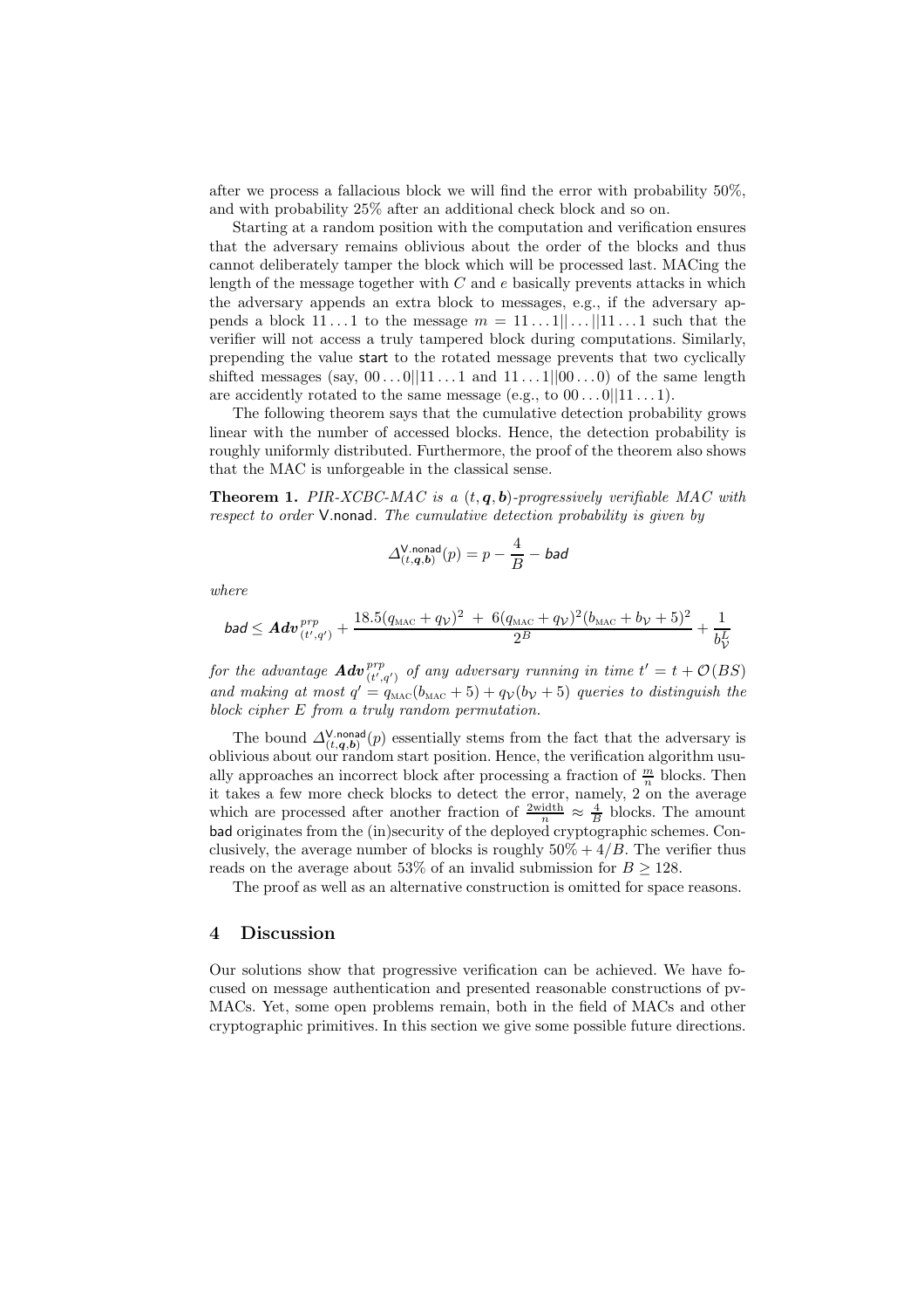after we process a fallacious block we will find the error with probability 50%, and with probability 25% after an additional check block and so on.

Starting at a random position with the computation and verification ensures that the adversary remains oblivious about the order of the blocks and thus cannot deliberately tamper the block which will be processed last. MACing the length of the message together with $C$ and $e$ basically prevents attacks in which the adversary appends an extra block to messages, e.g., if the adversary appends a block $11\ldots1$ to the message $m = 11\ldots1||\ldots||11\ldots1$ such that the verifier will not access a truly tampered block during computations. Similarly, prepending the value start to the rotated message prevents that two cyclically shifted messages (say, $00\ldots0||11\ldots1$ and $11\ldots1||00\ldots0$) of the same length are accidently rotated to the same message (e.g., to $00\ldots0||11\ldots1$).

The following theorem says that the cumulative detection probability grows linear with the number of accessed blocks. Hence, the detection probability is roughly uniformly distributed. Furthermore, the proof of the theorem also shows that the MAC is unforgeable in the classical sense.

**Theorem 1.** *PIR-XCBC-MAC is a $(t, \boldsymbol{q}, \boldsymbol{b})$-progressively verifiable MAC with respect to order* V.nonad*. The cumulative detection probability is given by*

$$\Delta^{\mathsf{V.nonad}}_{(t,\boldsymbol{q},\boldsymbol{b})}(p) = p - \frac{4}{B} - \mathit{bad}$$

*where*

$$\mathit{bad} \leq \boldsymbol{Adv}^{prp}_{(t',q')} + \frac{18.5(q_{\text{MAC}} + q_{\mathcal{V}})^2 \ + \ 6(q_{\text{MAC}} + q_{\mathcal{V}})^2(b_{\text{MAC}} + b_{\mathcal{V}} + 5)^2}{2^B} + \frac{1}{b_{\mathcal{V}}^L}$$

*for the advantage $\boldsymbol{Adv}^{prp}_{(t',q')}$ of any adversary running in time $t' = t + \mathcal{O}(BS)$ and making at most $q' = q_{\text{MAC}}(b_{\text{MAC}} + 5) + q_{\mathcal{V}}(b_{\mathcal{V}} + 5)$ queries to distinguish the block cipher $E$ from a truly random permutation.*

The bound $\Delta^{\mathsf{V.nonad}}_{(t,\boldsymbol{q},\boldsymbol{b})}(p)$ essentially stems from the fact that the adversary is oblivious about our random start position. Hence, the verification algorithm usually approaches an incorrect block after processing a fraction of $\frac{m}{n}$ blocks. Then it takes a few more check blocks to detect the error, namely, 2 on the average which are processed after another fraction of $\frac{2\text{width}}{n} \approx \frac{4}{B}$ blocks. The amount bad originates from the (in)security of the deployed cryptographic schemes. Conclusively, the average number of blocks is roughly $50\% + 4/B$. The verifier thus reads on the average about 53% of an invalid submission for $B \geq 128$.

The proof as well as an alternative construction is omitted for space reasons.

## 4 Discussion

Our solutions show that progressive verification can be achieved. We have focused on message authentication and presented reasonable constructions of pv-MACs. Yet, some open problems remain, both in the field of MACs and other cryptographic primitives. In this section we give some possible future directions.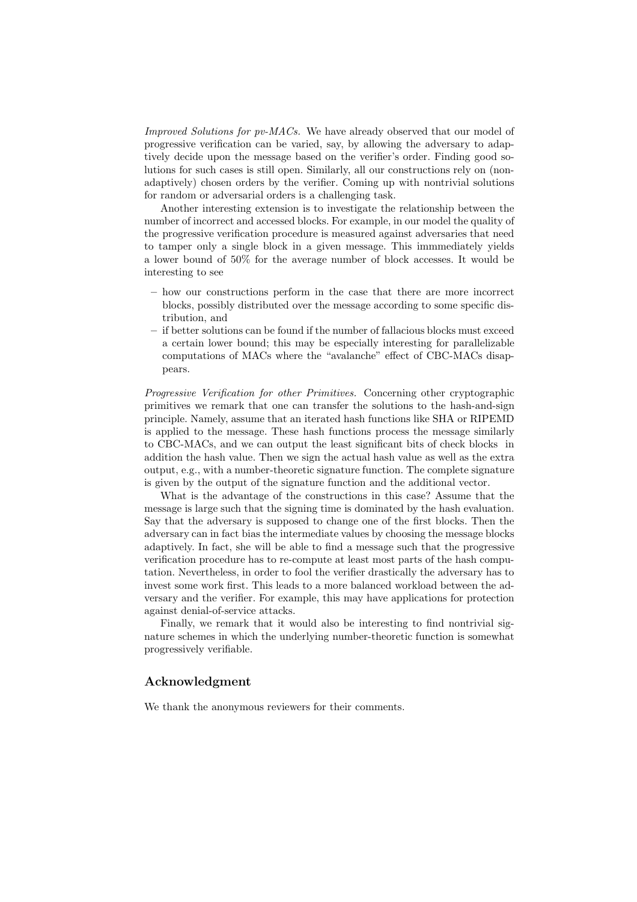*Improved Solutions for pv-MACs.* We have already observed that our model of progressive verification can be varied, say, by allowing the adversary to adaptively decide upon the message based on the verifier's order. Finding good solutions for such cases is still open. Similarly, all our constructions rely on (non-adaptively) chosen orders by the verifier. Coming up with nontrivial solutions for random or adversarial orders is a challenging task.

Another interesting extension is to investigate the relationship between the number of incorrect and accessed blocks. For example, in our model the quality of the progressive verification procedure is measured against adversaries that need to tamper only a single block in a given message. This immmediately yields a lower bound of 50% for the average number of block accesses. It would be interesting to see

- how our constructions perform in the case that there are more incorrect blocks, possibly distributed over the message according to some specific distribution, and
- if better solutions can be found if the number of fallacious blocks must exceed a certain lower bound; this may be especially interesting for parallelizable computations of MACs where the "avalanche" effect of CBC-MACs disappears.

*Progressive Verification for other Primitives.* Concerning other cryptographic primitives we remark that one can transfer the solutions to the hash-and-sign principle. Namely, assume that an iterated hash functions like SHA or RIPEMD is applied to the message. These hash functions process the message similarly to CBC-MACs, and we can output the least significant bits of check blocks in addition the hash value. Then we sign the actual hash value as well as the extra output, e.g., with a number-theoretic signature function. The complete signature is given by the output of the signature function and the additional vector.

What is the advantage of the constructions in this case? Assume that the message is large such that the signing time is dominated by the hash evaluation. Say that the adversary is supposed to change one of the first blocks. Then the adversary can in fact bias the intermediate values by choosing the message blocks adaptively. In fact, she will be able to find a message such that the progressive verification procedure has to re-compute at least most parts of the hash computation. Nevertheless, in order to fool the verifier drastically the adversary has to invest some work first. This leads to a more balanced workload between the adversary and the verifier. For example, this may have applications for protection against denial-of-service attacks.

Finally, we remark that it would also be interesting to find nontrivial signature schemes in which the underlying number-theoretic function is somewhat progressively verifiable.

## Acknowledgment

We thank the anonymous reviewers for their comments.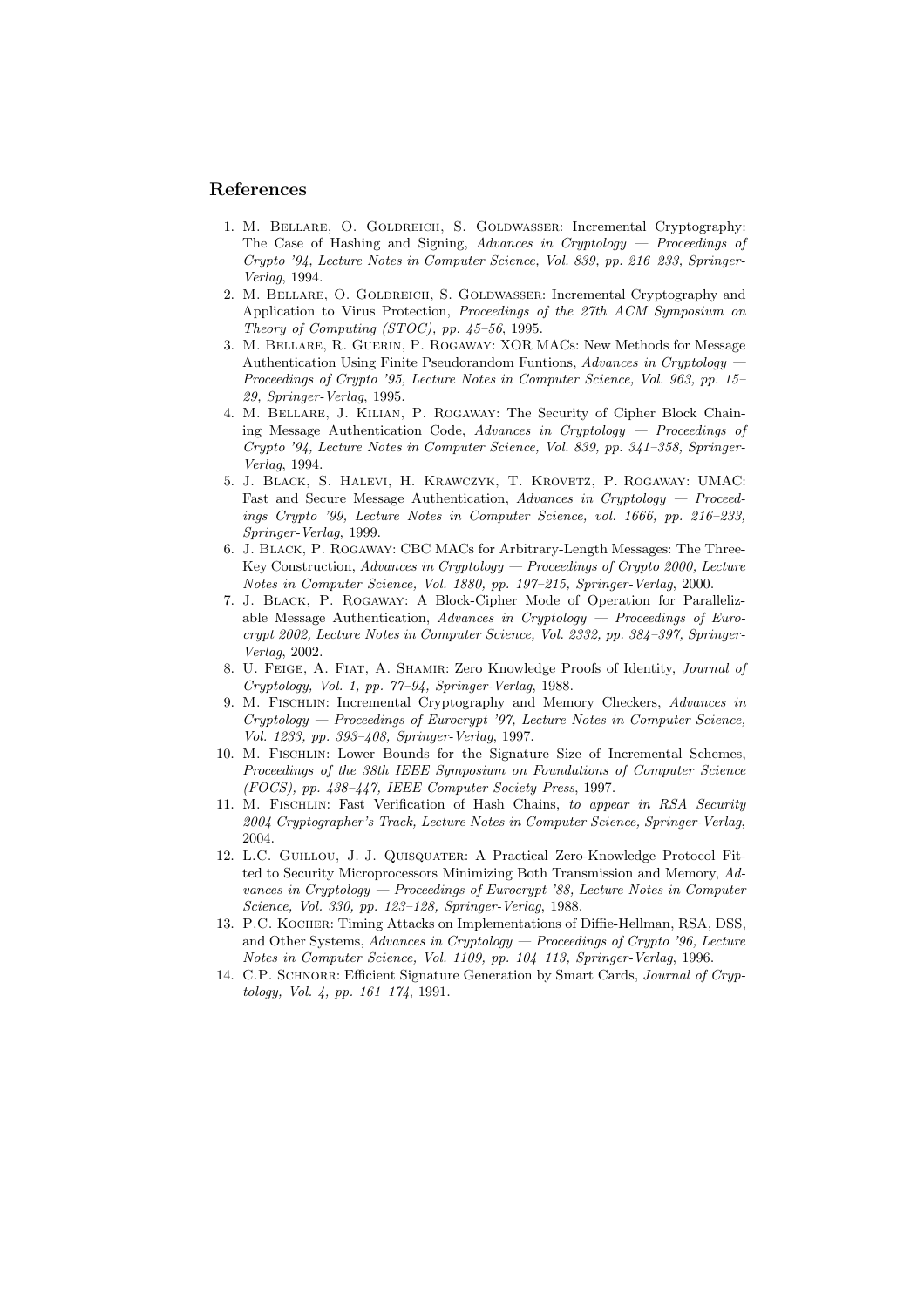## References

1. M. Bellare, O. Goldreich, S. Goldwasser: Incremental Cryptography: The Case of Hashing and Signing, *Advances in Cryptology — Proceedings of Crypto '94, Lecture Notes in Computer Science, Vol. 839, pp. 216–233, Springer-Verlag*, 1994.
2. M. Bellare, O. Goldreich, S. Goldwasser: Incremental Cryptography and Application to Virus Protection, *Proceedings of the 27th ACM Symposium on Theory of Computing (STOC), pp. 45–56*, 1995.
3. M. Bellare, R. Guerin, P. Rogaway: XOR MACs: New Methods for Message Authentication Using Finite Pseudorandom Funtions, *Advances in Cryptology — Proceedings of Crypto '95, Lecture Notes in Computer Science, Vol. 963, pp. 15–29, Springer-Verlag*, 1995.
4. M. Bellare, J. Kilian, P. Rogaway: The Security of Cipher Block Chaining Message Authentication Code, *Advances in Cryptology — Proceedings of Crypto '94, Lecture Notes in Computer Science, Vol. 839, pp. 341–358, Springer-Verlag*, 1994.
5. J. Black, S. Halevi, H. Krawczyk, T. Krovetz, P. Rogaway: UMAC: Fast and Secure Message Authentication, *Advances in Cryptology — Proceedings Crypto '99, Lecture Notes in Computer Science, vol. 1666, pp. 216–233, Springer-Verlag*, 1999.
6. J. Black, P. Rogaway: CBC MACs for Arbitrary-Length Messages: The Three-Key Construction, *Advances in Cryptology — Proceedings of Crypto 2000, Lecture Notes in Computer Science, Vol. 1880, pp. 197–215, Springer-Verlag*, 2000.
7. J. Black, P. Rogaway: A Block-Cipher Mode of Operation for Parallelizable Message Authentication, *Advances in Cryptology — Proceedings of Eurocrypt 2002, Lecture Notes in Computer Science, Vol. 2332, pp. 384–397, Springer-Verlag*, 2002.
8. U. Feige, A. Fiat, A. Shamir: Zero Knowledge Proofs of Identity, *Journal of Cryptology, Vol. 1, pp. 77–94, Springer-Verlag*, 1988.
9. M. Fischlin: Incremental Cryptography and Memory Checkers, *Advances in Cryptology — Proceedings of Eurocrypt '97, Lecture Notes in Computer Science, Vol. 1233, pp. 393–408, Springer-Verlag*, 1997.
10. M. Fischlin: Lower Bounds for the Signature Size of Incremental Schemes, *Proceedings of the 38th IEEE Symposium on Foundations of Computer Science (FOCS), pp. 438–447, IEEE Computer Society Press*, 1997.
11. M. Fischlin: Fast Verification of Hash Chains, *to appear in RSA Security 2004 Cryptographer's Track, Lecture Notes in Computer Science, Springer-Verlag*, 2004.
12. L.C. Guillou, J.-J. Quisquater: A Practical Zero-Knowledge Protocol Fitted to Security Microprocessors Minimizing Both Transmission and Memory, *Advances in Cryptology — Proceedings of Eurocrypt '88, Lecture Notes in Computer Science, Vol. 330, pp. 123–128, Springer-Verlag*, 1988.
13. P.C. Kocher: Timing Attacks on Implementations of Diffie-Hellman, RSA, DSS, and Other Systems, *Advances in Cryptology — Proceedings of Crypto '96, Lecture Notes in Computer Science, Vol. 1109, pp. 104–113, Springer-Verlag*, 1996.
14. C.P. Schnorr: Efficient Signature Generation by Smart Cards, *Journal of Cryptology, Vol. 4, pp. 161–174*, 1991.